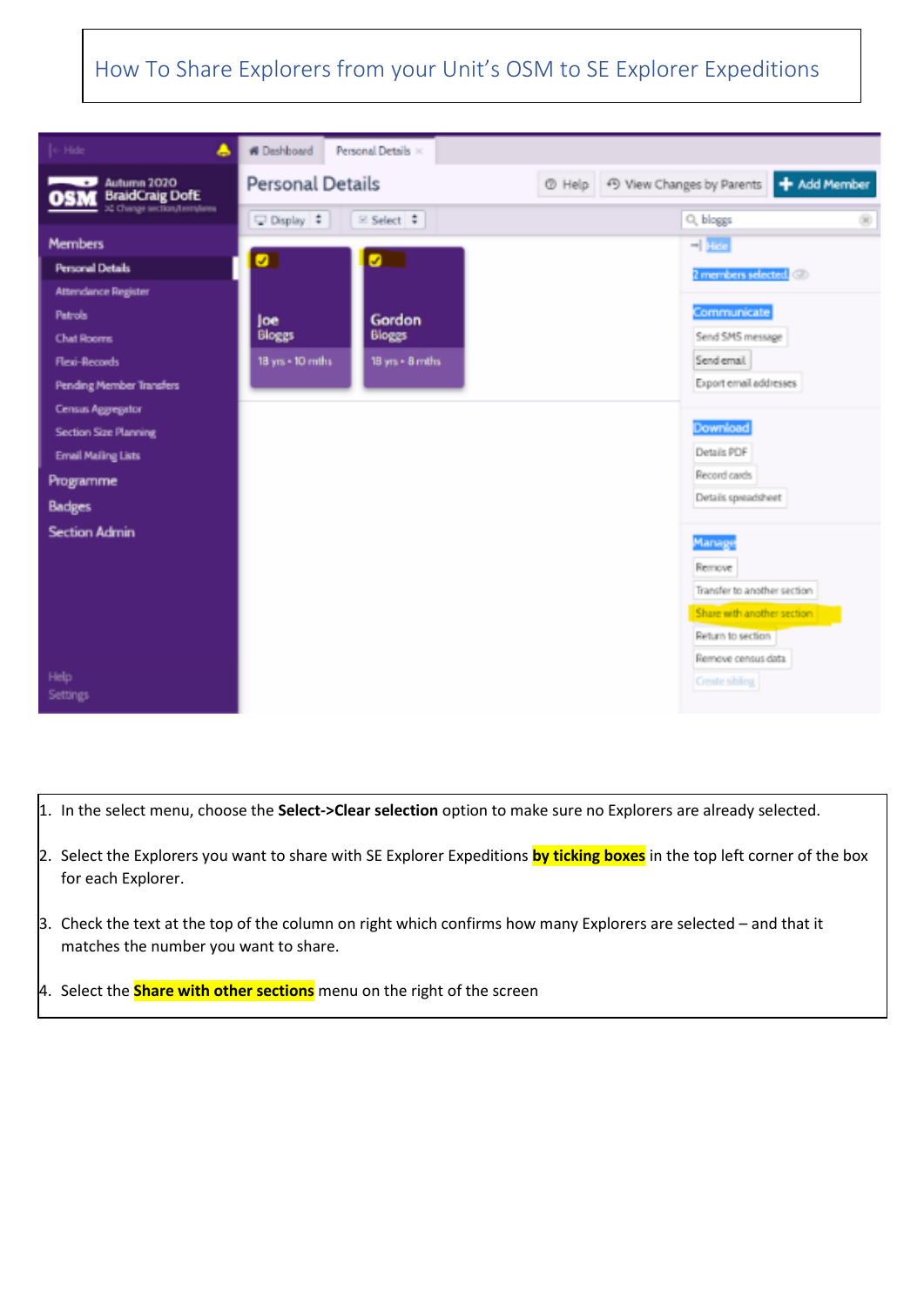# How To Share Explorers from your Unit's OSM to SE Explorer Expeditions

1. In the select menu, choose the **Select->Clear selection** option to make sure no Explorers are already selected.
2. Select the Explorers you want to share with SE Explorer Expeditions **by ticking boxes** in the top left corner of the box for each Explorer.
3. Check the text at the top of the column on right which confirms how many Explorers are selected – and that it matches the number you want to share.
4. Select the **Share with other sections** menu on the right of the screen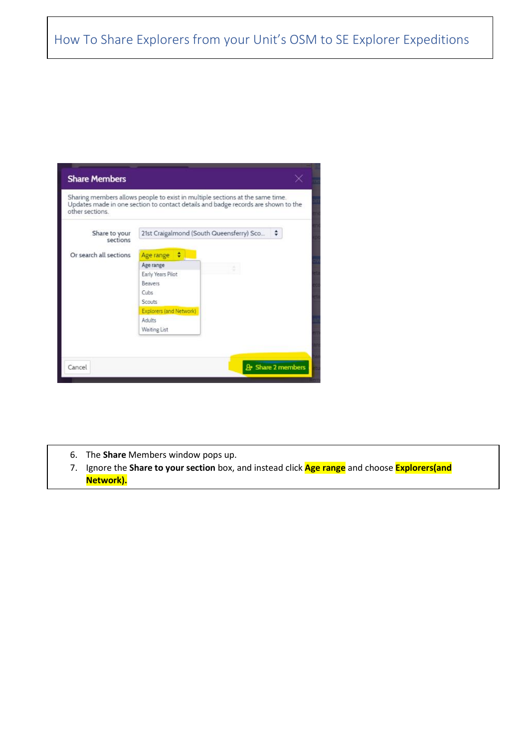6. The **Share** Members window pops up.
7. Ignore the **Share to your section** box, and instead click **Age range** and choose **Explorers(and Network).**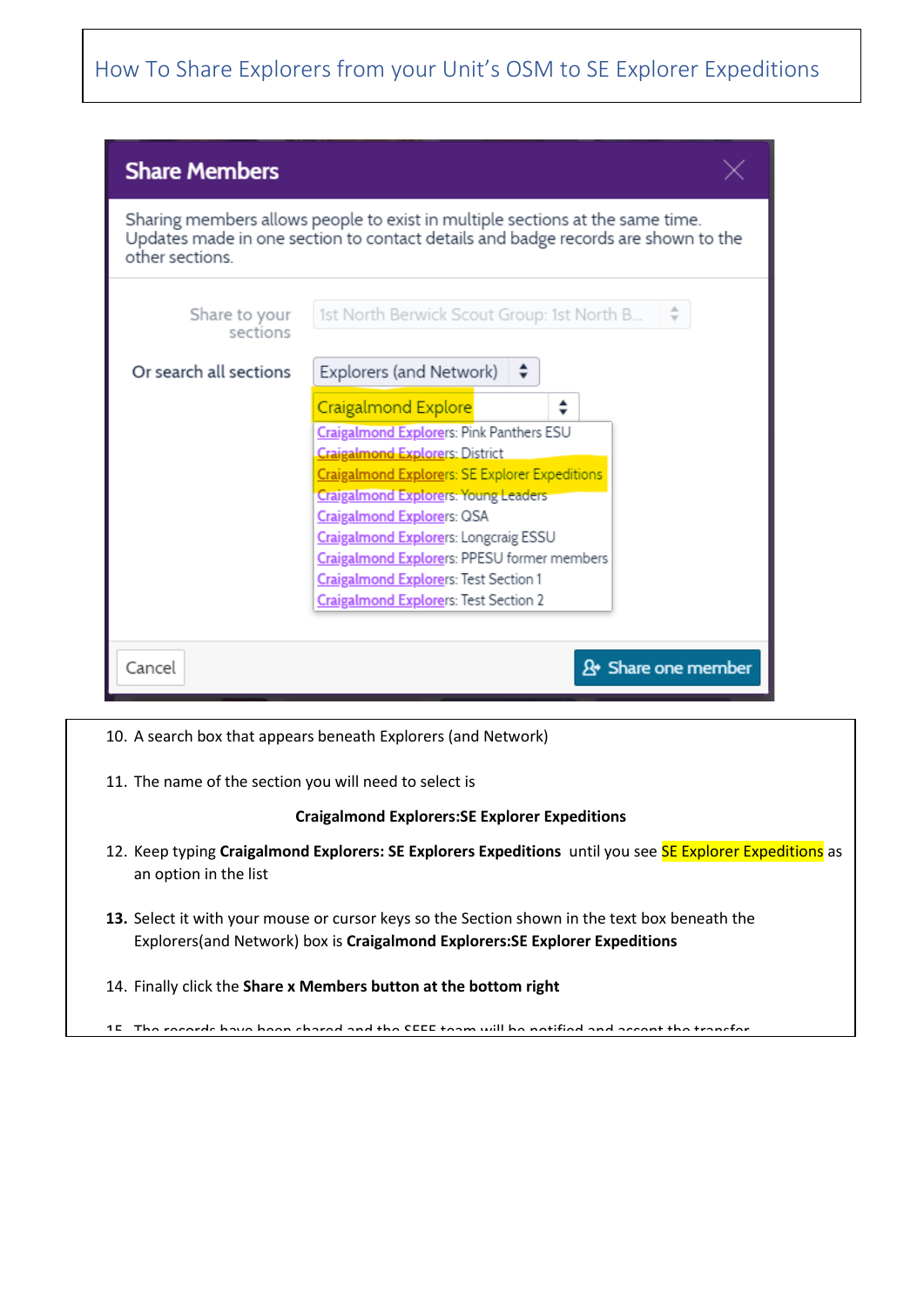How To Share Explorers from your Unit's OSM to SE Explorer Expeditions

10. A search box that appears beneath Explorers (and Network)

11. The name of the section you will need to select is

    **Craigalmond Explorers:SE Explorer Expeditions**

12. Keep typing **Craigalmond Explorers: SE Explorers Expeditions** until you see SE Explorer Expeditions as an option in the list

13. Select it with your mouse or cursor keys so the Section shown in the text box beneath the Explorers(and Network) box is **Craigalmond Explorers:SE Explorer Expeditions**

14. Finally click the **Share x Members button at the bottom right**

15. The records have been shared and the SEEE team will be notified and accept the transfer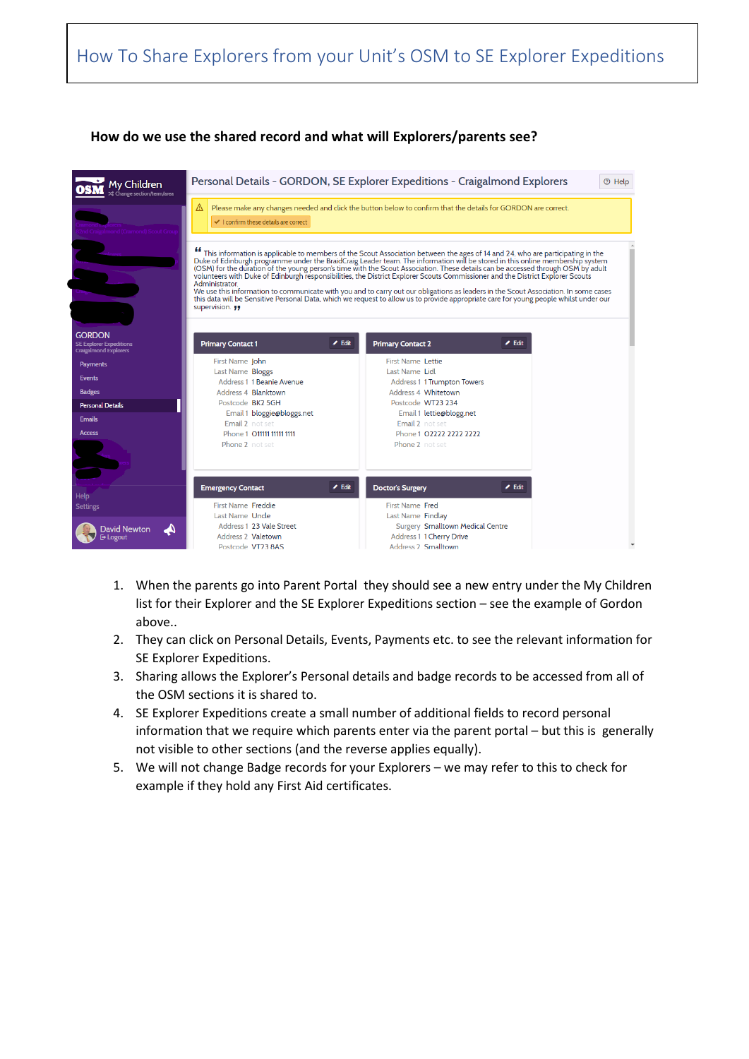# How To Share Explorers from your Unit's OSM to SE Explorer Expeditions

**How do we use the shared record and what will Explorers/parents see?**

1. When the parents go into Parent Portal they should see a new entry under the My Children list for their Explorer and the SE Explorer Expeditions section – see the example of Gordon above..
2. They can click on Personal Details, Events, Payments etc. to see the relevant information for SE Explorer Expeditions.
3. Sharing allows the Explorer's Personal details and badge records to be accessed from all of the OSM sections it is shared to.
4. SE Explorer Expeditions create a small number of additional fields to record personal information that we require which parents enter via the parent portal – but this is generally not visible to other sections (and the reverse applies equally).
5. We will not change Badge records for your Explorers – we may refer to this to check for example if they hold any First Aid certificates.